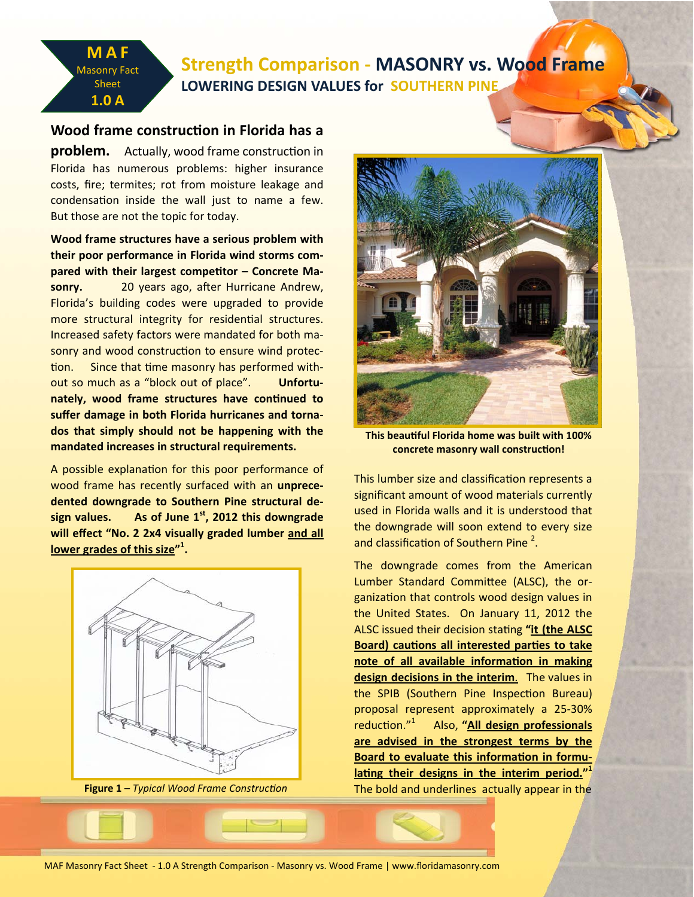MAF Masonry Fact Sheet 1.0 A

# Strength Comparison - MASONRY vs. Wood Frame

## LOWERING DESIGN VALUES for SOUTHERN PINE

**Wood frame construction in Florida has a problem.** Actually, wood frame construction in Florida has numerous problems: higher insurance costs, fire; termites; rot from moisture leakage and condensation inside the wall just to name a few. But those are not the topic for today.

**Wood frame structures have a serious problem with their poor performance in Florida wind storms compared with their largest competitor – Concrete Masonry.** 20 years ago, after Hurricane Andrew, Florida's building codes were upgraded to provide more structural integrity for residential structures. Increased safety factors were mandated for both masonry and wood construction to ensure wind protection. Since that time masonry has performed without so much as a "block out of place". **Unfortunately, wood frame structures have continued to suffer damage in both Florida hurricanes and tornados that simply should not be happening with the mandated increases in structural requirements.**

A possible explanation for this poor performance of wood frame has recently surfaced with an **unprecedented downgrade to Southern Pine structural design values. As of June 1st, 2012 this downgrade will effect "No. 2 2x4 visually graded lumber and all lower grades of this size"[1].**

**Figure 1** – *Typical Wood Frame Construction*

**This beautiful Florida home was built with 100% concrete masonry wall construction!**

This lumber size and classification represents a significant amount of wood materials currently used in Florida walls and it is understood that the downgrade will soon extend to every size and classification of Southern Pine [2].

The downgrade comes from the American Lumber Standard Committee (ALSC), the organization that controls wood design values in the United States. On January 11, 2012 the ALSC issued their decision stating **"it (the ALSC Board) cautions all interested parties to take note of all available information in making design decisions in the interim**. The values in the SPIB (Southern Pine Inspection Bureau) proposal represent approximately a 25-30% reduction."[1] Also, **"All design professionals are advised in the strongest terms by the Board to evaluate this information in formulating their designs in the interim period."[1]** The bold and underlines actually appear in the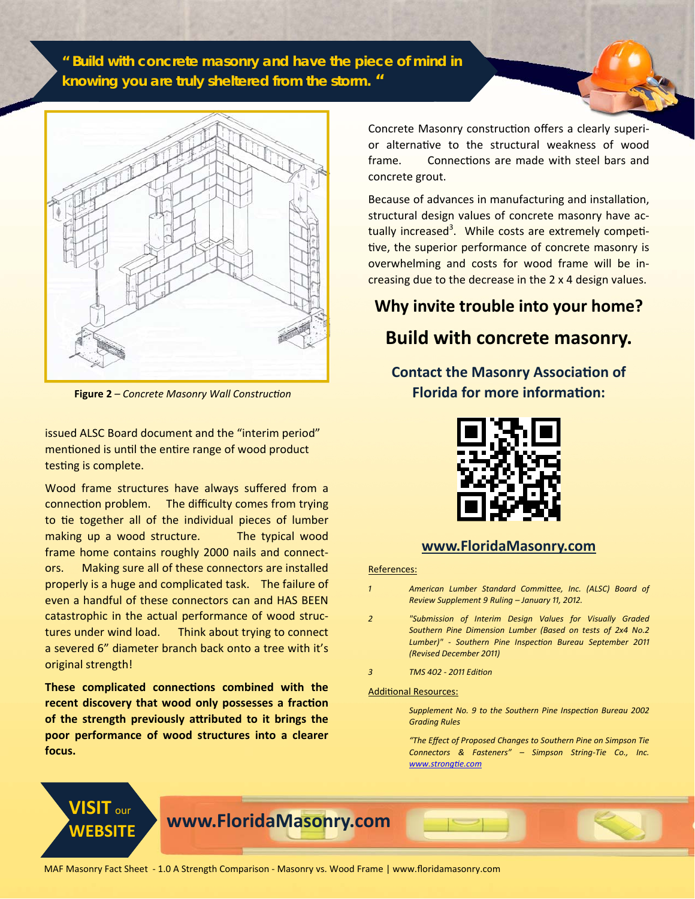**“ Build with concrete masonry and have the piece of mind in knowing you are truly sheltered from the storm. “**

**Figure 2** – *Concrete Masonry Wall Construction*

issued ALSC Board document and the “interim period” mentioned is until the entire range of wood product testing is complete.

Wood frame structures have always suffered from a connection problem. The difficulty comes from trying to tie together all of the individual pieces of lumber making up a wood structure. The typical wood frame home contains roughly 2000 nails and connectors. Making sure all of these connectors are installed properly is a huge and complicated task. The failure of even a handful of these connectors can and HAS BEEN catastrophic in the actual performance of wood structures under wind load. Think about trying to connect a severed 6” diameter branch back onto a tree with it’s original strength!

**These complicated connections combined with the recent discovery that wood only possesses a fraction of the strength previously attributed to it brings the poor performance of wood structures into a clearer focus.**

Concrete Masonry construction offers a clearly superior alternative to the structural weakness of wood frame. Connections are made with steel bars and concrete grout.

Because of advances in manufacturing and installation, structural design values of concrete masonry have actually increased[3]. While costs are extremely competitive, the superior performance of concrete masonry is overwhelming and costs for wood frame will be increasing due to the decrease in the 2 x 4 design values.

## Why invite trouble into your home?

## Build with concrete masonry.

### Contact the Masonry Association of Florida for more information:

**www.FloridaMasonry.com**

References:

1. *American Lumber Standard Committee, Inc. (ALSC) Board of Review Supplement 9 Ruling – January 11, 2012.*
2. *"Submission of Interim Design Values for Visually Graded Southern Pine Dimension Lumber (Based on tests of 2x4 No.2 Lumber)" - Southern Pine Inspection Bureau September 2011 (Revised December 2011)*
3. *TMS 402 - 2011 Edition*

Additional Resources:

*Supplement No. 9 to the Southern Pine Inspection Bureau 2002 Grading Rules*

*“The Effect of Proposed Changes to Southern Pine on Simpson Tie Connectors & Fasteners” – Simpson String-Tie Co., Inc.* *www.strongtie.com*

**VISIT our WEBSITE** **www.FloridaMasonry.com**